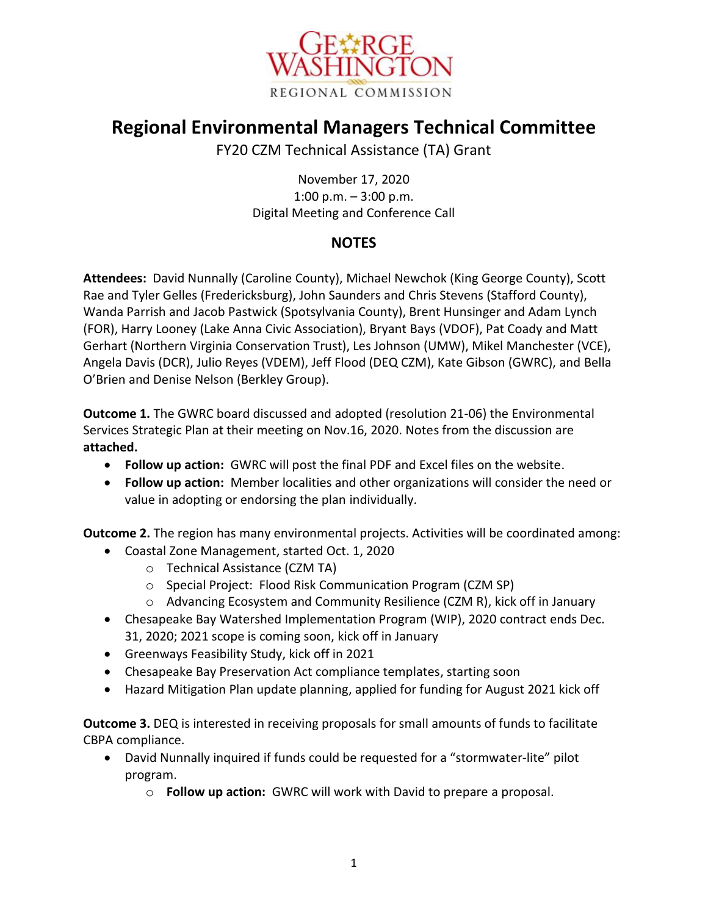GEORGE WASHINGTON REGIONAL COMMISSION

# Regional Environmental Managers Technical Committee

FY20 CZM Technical Assistance (TA) Grant

November 17, 2020
1:00 p.m. – 3:00 p.m.
Digital Meeting and Conference Call

## NOTES

**Attendees:** David Nunnally (Caroline County), Michael Newchok (King George County), Scott Rae and Tyler Gelles (Fredericksburg), John Saunders and Chris Stevens (Stafford County), Wanda Parrish and Jacob Pastwick (Spotsylvania County), Brent Hunsinger and Adam Lynch (FOR), Harry Looney (Lake Anna Civic Association), Bryant Bays (VDOF), Pat Coady and Matt Gerhart (Northern Virginia Conservation Trust), Les Johnson (UMW), Mikel Manchester (VCE), Angela Davis (DCR), Julio Reyes (VDEM), Jeff Flood (DEQ CZM), Kate Gibson (GWRC), and Bella O'Brien and Denise Nelson (Berkley Group).

**Outcome 1.** The GWRC board discussed and adopted (resolution 21-06) the Environmental Services Strategic Plan at their meeting on Nov.16, 2020. Notes from the discussion are **attached.**

- **Follow up action:** GWRC will post the final PDF and Excel files on the website.
- **Follow up action:** Member localities and other organizations will consider the need or value in adopting or endorsing the plan individually.

**Outcome 2.** The region has many environmental projects. Activities will be coordinated among:

- Coastal Zone Management, started Oct. 1, 2020
  - Technical Assistance (CZM TA)
  - Special Project: Flood Risk Communication Program (CZM SP)
  - Advancing Ecosystem and Community Resilience (CZM R), kick off in January
- Chesapeake Bay Watershed Implementation Program (WIP), 2020 contract ends Dec. 31, 2020; 2021 scope is coming soon, kick off in January
- Greenways Feasibility Study, kick off in 2021
- Chesapeake Bay Preservation Act compliance templates, starting soon
- Hazard Mitigation Plan update planning, applied for funding for August 2021 kick off

**Outcome 3.** DEQ is interested in receiving proposals for small amounts of funds to facilitate CBPA compliance.

- David Nunnally inquired if funds could be requested for a "stormwater-lite" pilot program.
  - **Follow up action:** GWRC will work with David to prepare a proposal.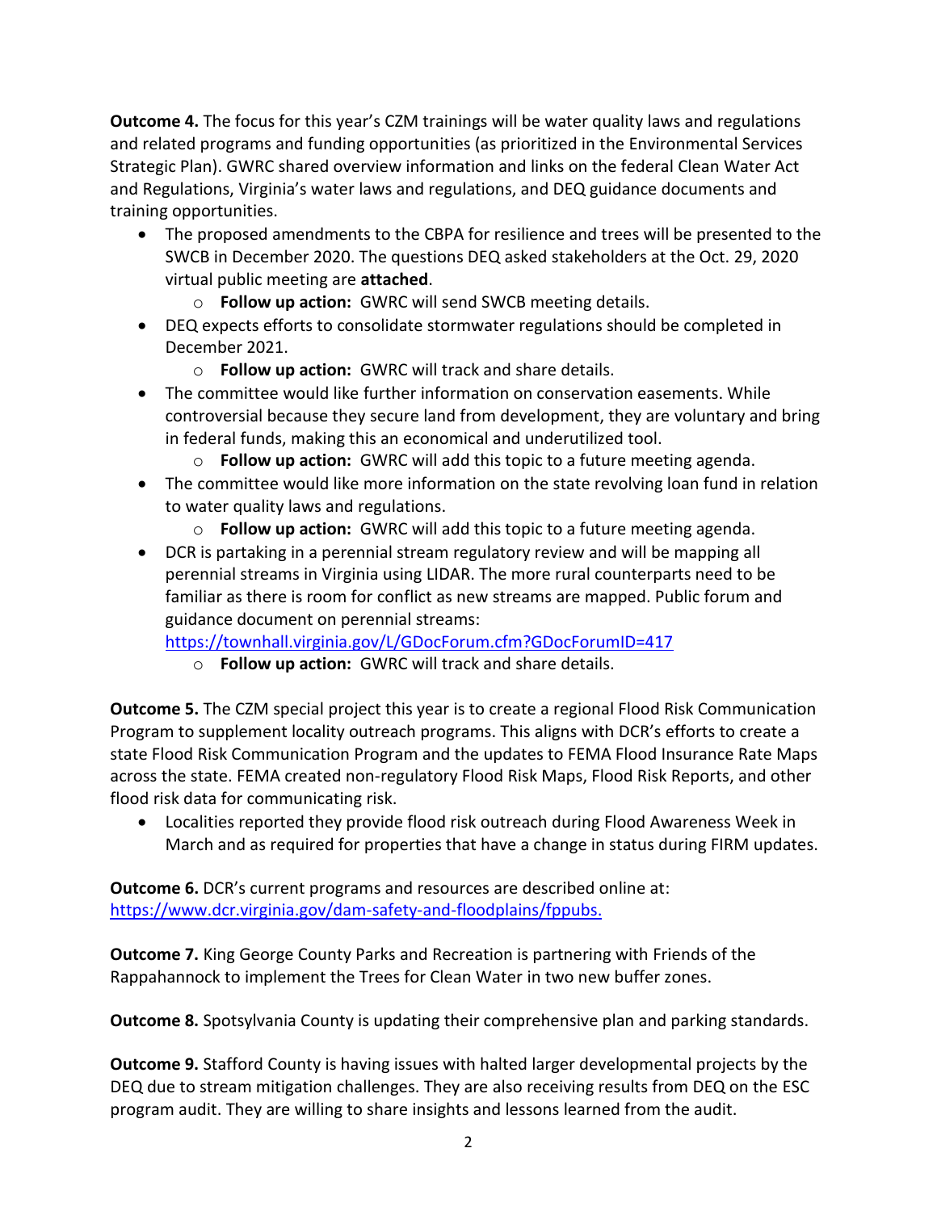**Outcome 4.** The focus for this year's CZM trainings will be water quality laws and regulations and related programs and funding opportunities (as prioritized in the Environmental Services Strategic Plan). GWRC shared overview information and links on the federal Clean Water Act and Regulations, Virginia's water laws and regulations, and DEQ guidance documents and training opportunities.

- The proposed amendments to the CBPA for resilience and trees will be presented to the SWCB in December 2020. The questions DEQ asked stakeholders at the Oct. 29, 2020 virtual public meeting are **attached**.
  - **Follow up action:** GWRC will send SWCB meeting details.
- DEQ expects efforts to consolidate stormwater regulations should be completed in December 2021.
  - **Follow up action:** GWRC will track and share details.
- The committee would like further information on conservation easements. While controversial because they secure land from development, they are voluntary and bring in federal funds, making this an economical and underutilized tool.
  - **Follow up action:** GWRC will add this topic to a future meeting agenda.
- The committee would like more information on the state revolving loan fund in relation to water quality laws and regulations.
  - **Follow up action:** GWRC will add this topic to a future meeting agenda.
- DCR is partaking in a perennial stream regulatory review and will be mapping all perennial streams in Virginia using LIDAR. The more rural counterparts need to be familiar as there is room for conflict as new streams are mapped. Public forum and guidance document on perennial streams: https://townhall.virginia.gov/L/GDocForum.cfm?GDocForumID=417
  - **Follow up action:** GWRC will track and share details.

**Outcome 5.** The CZM special project this year is to create a regional Flood Risk Communication Program to supplement locality outreach programs. This aligns with DCR's efforts to create a state Flood Risk Communication Program and the updates to FEMA Flood Insurance Rate Maps across the state. FEMA created non-regulatory Flood Risk Maps, Flood Risk Reports, and other flood risk data for communicating risk.

- Localities reported they provide flood risk outreach during Flood Awareness Week in March and as required for properties that have a change in status during FIRM updates.

**Outcome 6.** DCR's current programs and resources are described online at: https://www.dcr.virginia.gov/dam-safety-and-floodplains/fppubs.

**Outcome 7.** King George County Parks and Recreation is partnering with Friends of the Rappahannock to implement the Trees for Clean Water in two new buffer zones.

**Outcome 8.** Spotsylvania County is updating their comprehensive plan and parking standards.

**Outcome 9.** Stafford County is having issues with halted larger developmental projects by the DEQ due to stream mitigation challenges. They are also receiving results from DEQ on the ESC program audit. They are willing to share insights and lessons learned from the audit.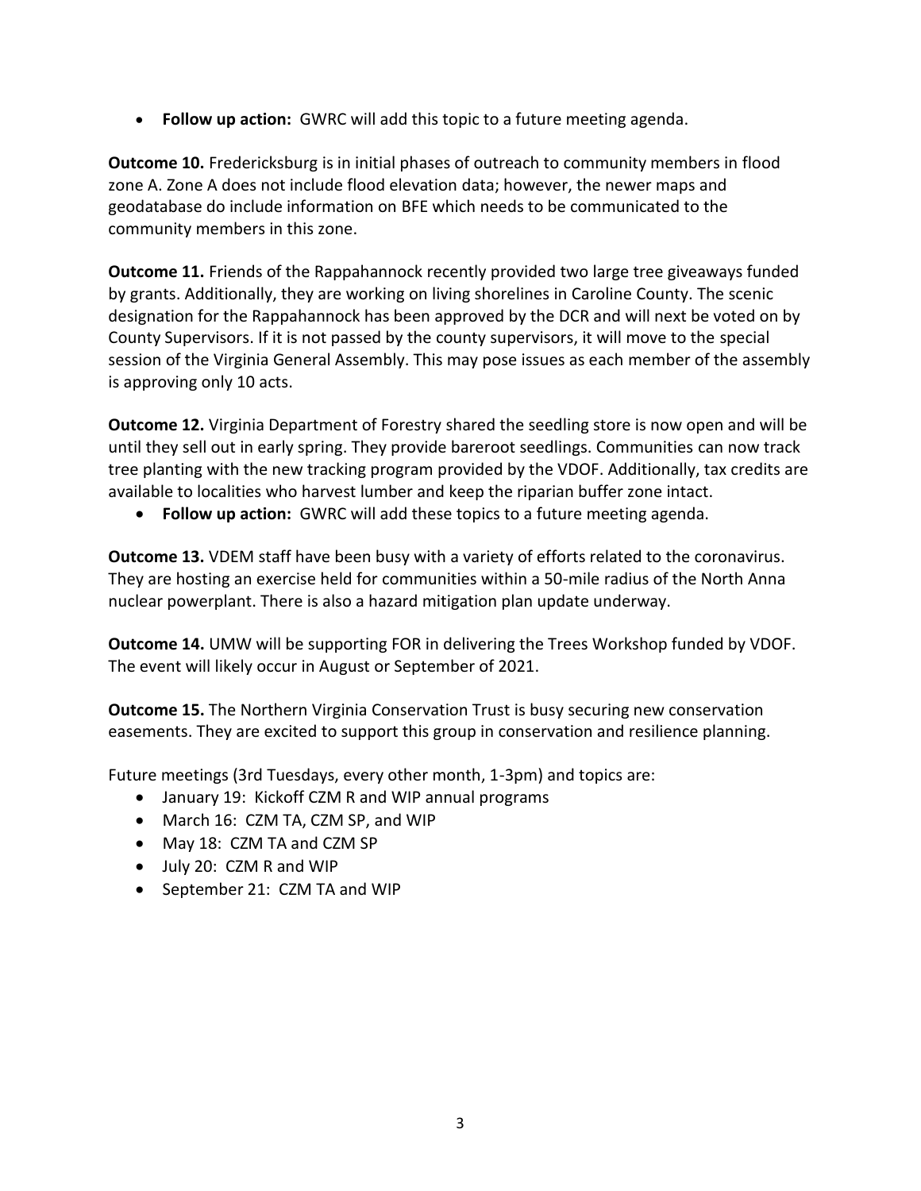- **Follow up action:** GWRC will add this topic to a future meeting agenda.

**Outcome 10.** Fredericksburg is in initial phases of outreach to community members in flood zone A. Zone A does not include flood elevation data; however, the newer maps and geodatabase do include information on BFE which needs to be communicated to the community members in this zone.

**Outcome 11.** Friends of the Rappahannock recently provided two large tree giveaways funded by grants. Additionally, they are working on living shorelines in Caroline County. The scenic designation for the Rappahannock has been approved by the DCR and will next be voted on by County Supervisors. If it is not passed by the county supervisors, it will move to the special session of the Virginia General Assembly. This may pose issues as each member of the assembly is approving only 10 acts.

**Outcome 12.** Virginia Department of Forestry shared the seedling store is now open and will be until they sell out in early spring. They provide bareroot seedlings. Communities can now track tree planting with the new tracking program provided by the VDOF. Additionally, tax credits are available to localities who harvest lumber and keep the riparian buffer zone intact.

- **Follow up action:** GWRC will add these topics to a future meeting agenda.

**Outcome 13.** VDEM staff have been busy with a variety of efforts related to the coronavirus. They are hosting an exercise held for communities within a 50-mile radius of the North Anna nuclear powerplant. There is also a hazard mitigation plan update underway.

**Outcome 14.** UMW will be supporting FOR in delivering the Trees Workshop funded by VDOF. The event will likely occur in August or September of 2021.

**Outcome 15.** The Northern Virginia Conservation Trust is busy securing new conservation easements. They are excited to support this group in conservation and resilience planning.

Future meetings (3rd Tuesdays, every other month, 1-3pm) and topics are:

- January 19: Kickoff CZM R and WIP annual programs
- March 16: CZM TA, CZM SP, and WIP
- May 18: CZM TA and CZM SP
- July 20: CZM R and WIP
- September 21: CZM TA and WIP